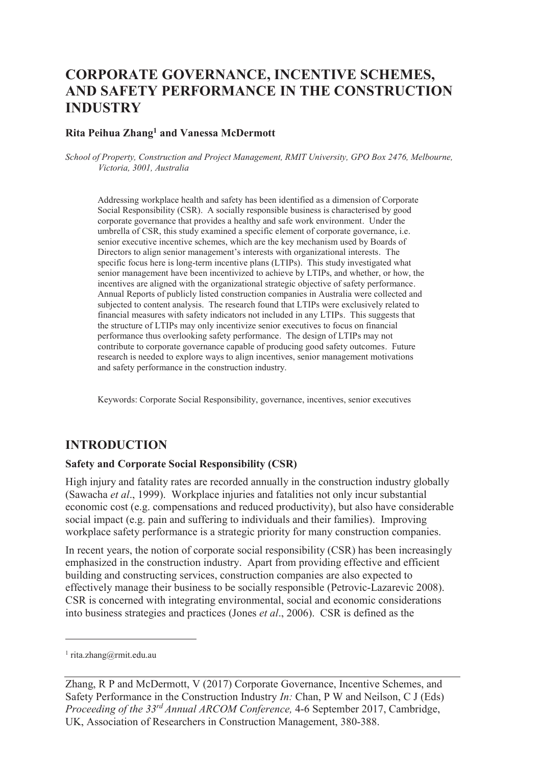# CORPORATE GOVERNANCE, INCENTIVE SCHEMES, AND SAFETY PERFORMANCE IN THE CONSTRUCTION INDUSTRY

**Rita Peihua Zhang[1] and Vanessa McDermott**

*School of Property, Construction and Project Management, RMIT University, GPO Box 2476, Melbourne, Victoria, 3001, Australia*

Addressing workplace health and safety has been identified as a dimension of Corporate Social Responsibility (CSR). A socially responsible business is characterised by good corporate governance that provides a healthy and safe work environment. Under the umbrella of CSR, this study examined a specific element of corporate governance, i.e. senior executive incentive schemes, which are the key mechanism used by Boards of Directors to align senior management's interests with organizational interests. The specific focus here is long-term incentive plans (LTIPs). This study investigated what senior management have been incentivized to achieve by LTIPs, and whether, or how, the incentives are aligned with the organizational strategic objective of safety performance. Annual Reports of publicly listed construction companies in Australia were collected and subjected to content analysis. The research found that LTIPs were exclusively related to financial measures with safety indicators not included in any LTIPs. This suggests that the structure of LTIPs may only incentivize senior executives to focus on financial performance thus overlooking safety performance. The design of LTIPs may not contribute to corporate governance capable of producing good safety outcomes. Future research is needed to explore ways to align incentives, senior management motivations and safety performance in the construction industry.

Keywords: Corporate Social Responsibility, governance, incentives, senior executives

## INTRODUCTION

### Safety and Corporate Social Responsibility (CSR)

High injury and fatality rates are recorded annually in the construction industry globally (Sawacha *et al*., 1999). Workplace injuries and fatalities not only incur substantial economic cost (e.g. compensations and reduced productivity), but also have considerable social impact (e.g. pain and suffering to individuals and their families). Improving workplace safety performance is a strategic priority for many construction companies.

In recent years, the notion of corporate social responsibility (CSR) has been increasingly emphasized in the construction industry. Apart from providing effective and efficient building and constructing services, construction companies are also expected to effectively manage their business to be socially responsible (Petrovic-Lazarevic 2008). CSR is concerned with integrating environmental, social and economic considerations into business strategies and practices (Jones *et al*., 2006). CSR is defined as the

[1] rita.zhang@rmit.edu.au

Zhang, R P and McDermott, V (2017) Corporate Governance, Incentive Schemes, and Safety Performance in the Construction Industry *In:* Chan, P W and Neilson, C J (Eds) *Proceeding of the 33rd Annual ARCOM Conference,* 4-6 September 2017, Cambridge, UK, Association of Researchers in Construction Management, 380-388.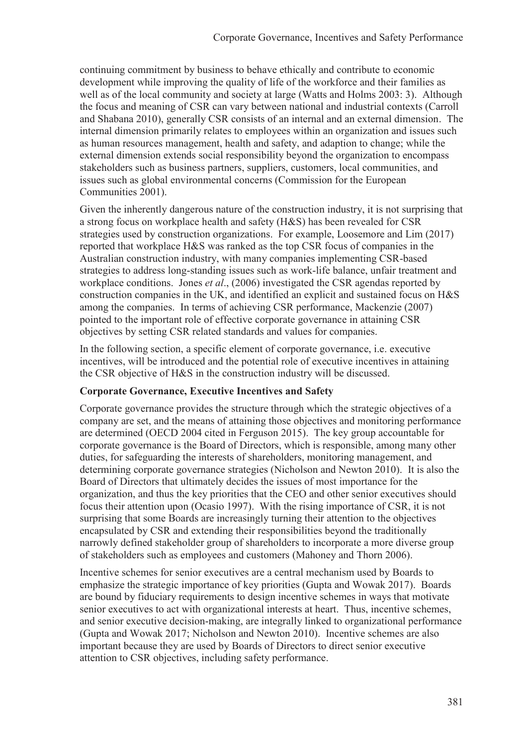continuing commitment by business to behave ethically and contribute to economic development while improving the quality of life of the workforce and their families as well as of the local community and society at large (Watts and Holms 2003: 3). Although the focus and meaning of CSR can vary between national and industrial contexts (Carroll and Shabana 2010), generally CSR consists of an internal and an external dimension. The internal dimension primarily relates to employees within an organization and issues such as human resources management, health and safety, and adaption to change; while the external dimension extends social responsibility beyond the organization to encompass stakeholders such as business partners, suppliers, customers, local communities, and issues such as global environmental concerns (Commission for the European Communities 2001).

Given the inherently dangerous nature of the construction industry, it is not surprising that a strong focus on workplace health and safety (H&S) has been revealed for CSR strategies used by construction organizations. For example, Loosemore and Lim (2017) reported that workplace H&S was ranked as the top CSR focus of companies in the Australian construction industry, with many companies implementing CSR-based strategies to address long-standing issues such as work-life balance, unfair treatment and workplace conditions. Jones *et al*., (2006) investigated the CSR agendas reported by construction companies in the UK, and identified an explicit and sustained focus on H&S among the companies. In terms of achieving CSR performance, Mackenzie (2007) pointed to the important role of effective corporate governance in attaining CSR objectives by setting CSR related standards and values for companies.

In the following section, a specific element of corporate governance, i.e. executive incentives, will be introduced and the potential role of executive incentives in attaining the CSR objective of H&S in the construction industry will be discussed.

## Corporate Governance, Executive Incentives and Safety

Corporate governance provides the structure through which the strategic objectives of a company are set, and the means of attaining those objectives and monitoring performance are determined (OECD 2004 cited in Ferguson 2015). The key group accountable for corporate governance is the Board of Directors, which is responsible, among many other duties, for safeguarding the interests of shareholders, monitoring management, and determining corporate governance strategies (Nicholson and Newton 2010). It is also the Board of Directors that ultimately decides the issues of most importance for the organization, and thus the key priorities that the CEO and other senior executives should focus their attention upon (Ocasio 1997). With the rising importance of CSR, it is not surprising that some Boards are increasingly turning their attention to the objectives encapsulated by CSR and extending their responsibilities beyond the traditionally narrowly defined stakeholder group of shareholders to incorporate a more diverse group of stakeholders such as employees and customers (Mahoney and Thorn 2006).

Incentive schemes for senior executives are a central mechanism used by Boards to emphasize the strategic importance of key priorities (Gupta and Wowak 2017). Boards are bound by fiduciary requirements to design incentive schemes in ways that motivate senior executives to act with organizational interests at heart. Thus, incentive schemes, and senior executive decision-making, are integrally linked to organizational performance (Gupta and Wowak 2017; Nicholson and Newton 2010). Incentive schemes are also important because they are used by Boards of Directors to direct senior executive attention to CSR objectives, including safety performance.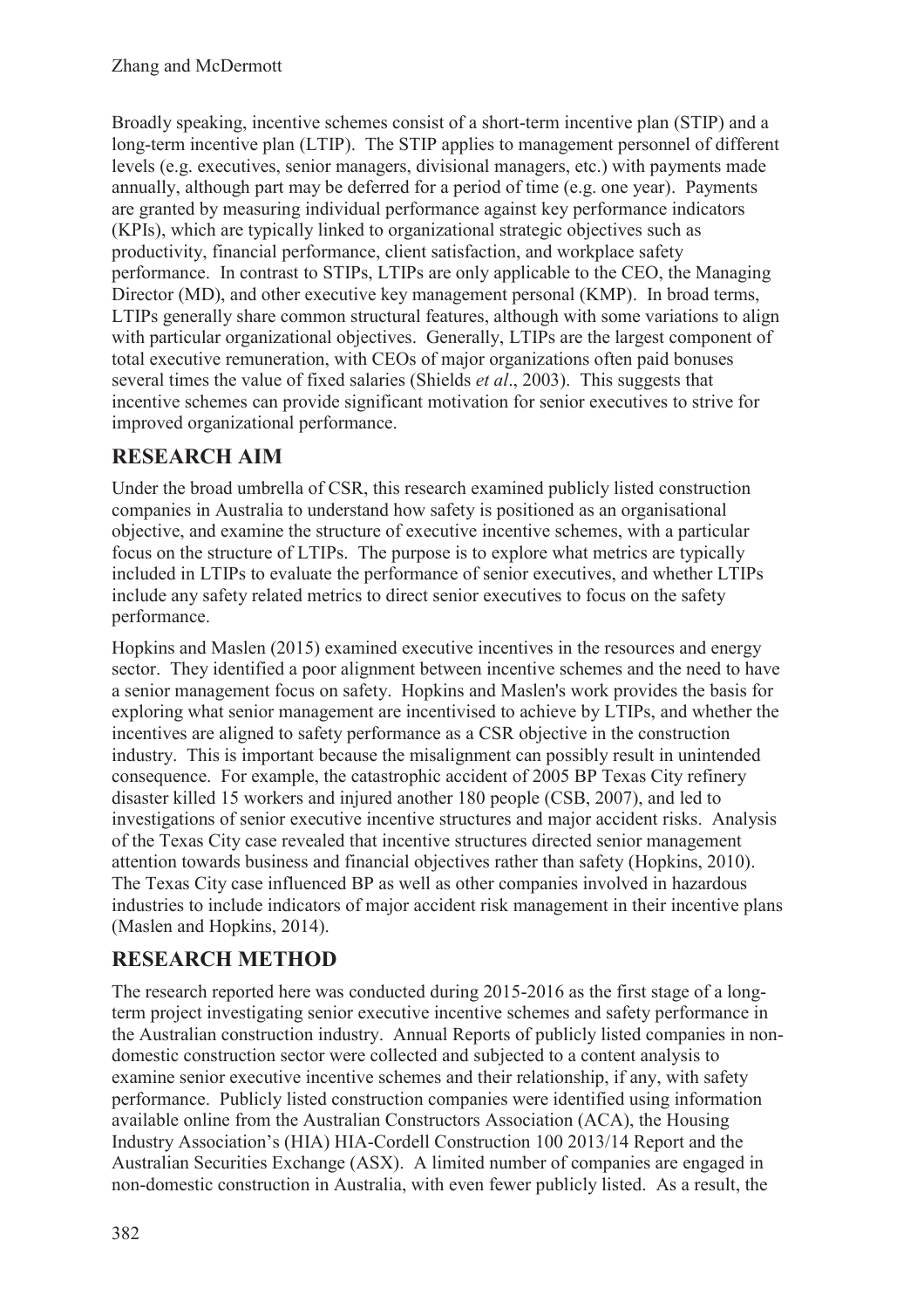Broadly speaking, incentive schemes consist of a short-term incentive plan (STIP) and a long-term incentive plan (LTIP). The STIP applies to management personnel of different levels (e.g. executives, senior managers, divisional managers, etc.) with payments made annually, although part may be deferred for a period of time (e.g. one year). Payments are granted by measuring individual performance against key performance indicators (KPIs), which are typically linked to organizational strategic objectives such as productivity, financial performance, client satisfaction, and workplace safety performance. In contrast to STIPs, LTIPs are only applicable to the CEO, the Managing Director (MD), and other executive key management personal (KMP). In broad terms, LTIPs generally share common structural features, although with some variations to align with particular organizational objectives. Generally, LTIPs are the largest component of total executive remuneration, with CEOs of major organizations often paid bonuses several times the value of fixed salaries (Shields *et al*., 2003). This suggests that incentive schemes can provide significant motivation for senior executives to strive for improved organizational performance.

## RESEARCH AIM

Under the broad umbrella of CSR, this research examined publicly listed construction companies in Australia to understand how safety is positioned as an organisational objective, and examine the structure of executive incentive schemes, with a particular focus on the structure of LTIPs. The purpose is to explore what metrics are typically included in LTIPs to evaluate the performance of senior executives, and whether LTIPs include any safety related metrics to direct senior executives to focus on the safety performance.

Hopkins and Maslen (2015) examined executive incentives in the resources and energy sector. They identified a poor alignment between incentive schemes and the need to have a senior management focus on safety. Hopkins and Maslen's work provides the basis for exploring what senior management are incentivised to achieve by LTIPs, and whether the incentives are aligned to safety performance as a CSR objective in the construction industry. This is important because the misalignment can possibly result in unintended consequence. For example, the catastrophic accident of 2005 BP Texas City refinery disaster killed 15 workers and injured another 180 people (CSB, 2007), and led to investigations of senior executive incentive structures and major accident risks. Analysis of the Texas City case revealed that incentive structures directed senior management attention towards business and financial objectives rather than safety (Hopkins, 2010). The Texas City case influenced BP as well as other companies involved in hazardous industries to include indicators of major accident risk management in their incentive plans (Maslen and Hopkins, 2014).

## RESEARCH METHOD

The research reported here was conducted during 2015-2016 as the first stage of a long-term project investigating senior executive incentive schemes and safety performance in the Australian construction industry. Annual Reports of publicly listed companies in non-domestic construction sector were collected and subjected to a content analysis to examine senior executive incentive schemes and their relationship, if any, with safety performance. Publicly listed construction companies were identified using information available online from the Australian Constructors Association (ACA), the Housing Industry Association's (HIA) HIA-Cordell Construction 100 2013/14 Report and the Australian Securities Exchange (ASX). A limited number of companies are engaged in non-domestic construction in Australia, with even fewer publicly listed. As a result, the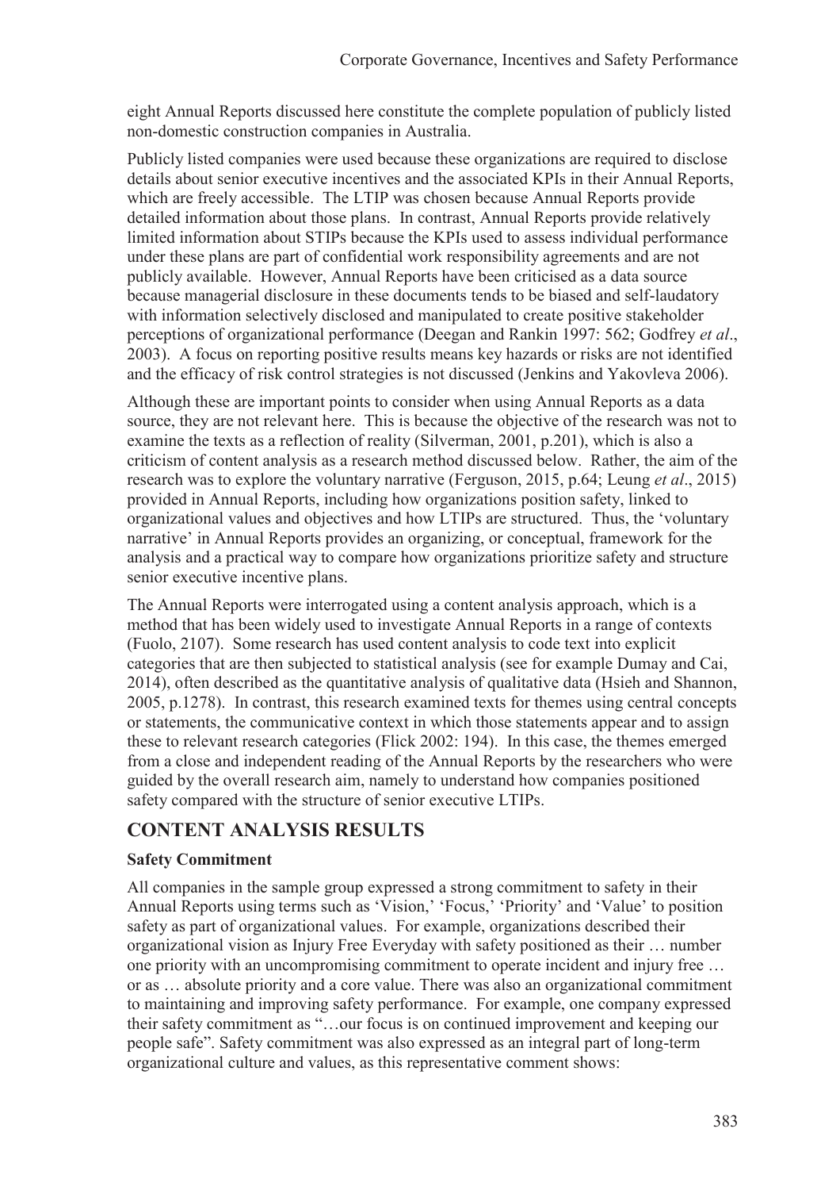eight Annual Reports discussed here constitute the complete population of publicly listed non-domestic construction companies in Australia.

Publicly listed companies were used because these organizations are required to disclose details about senior executive incentives and the associated KPIs in their Annual Reports, which are freely accessible. The LTIP was chosen because Annual Reports provide detailed information about those plans. In contrast, Annual Reports provide relatively limited information about STIPs because the KPIs used to assess individual performance under these plans are part of confidential work responsibility agreements and are not publicly available. However, Annual Reports have been criticised as a data source because managerial disclosure in these documents tends to be biased and self-laudatory with information selectively disclosed and manipulated to create positive stakeholder perceptions of organizational performance (Deegan and Rankin 1997: 562; Godfrey *et al*., 2003). A focus on reporting positive results means key hazards or risks are not identified and the efficacy of risk control strategies is not discussed (Jenkins and Yakovleva 2006).

Although these are important points to consider when using Annual Reports as a data source, they are not relevant here. This is because the objective of the research was not to examine the texts as a reflection of reality (Silverman, 2001, p.201), which is also a criticism of content analysis as a research method discussed below. Rather, the aim of the research was to explore the voluntary narrative (Ferguson, 2015, p.64; Leung *et al*., 2015) provided in Annual Reports, including how organizations position safety, linked to organizational values and objectives and how LTIPs are structured. Thus, the 'voluntary narrative' in Annual Reports provides an organizing, or conceptual, framework for the analysis and a practical way to compare how organizations prioritize safety and structure senior executive incentive plans.

The Annual Reports were interrogated using a content analysis approach, which is a method that has been widely used to investigate Annual Reports in a range of contexts (Fuolo, 2107). Some research has used content analysis to code text into explicit categories that are then subjected to statistical analysis (see for example Dumay and Cai, 2014), often described as the quantitative analysis of qualitative data (Hsieh and Shannon, 2005, p.1278). In contrast, this research examined texts for themes using central concepts or statements, the communicative context in which those statements appear and to assign these to relevant research categories (Flick 2002: 194). In this case, the themes emerged from a close and independent reading of the Annual Reports by the researchers who were guided by the overall research aim, namely to understand how companies positioned safety compared with the structure of senior executive LTIPs.

## CONTENT ANALYSIS RESULTS

### Safety Commitment

All companies in the sample group expressed a strong commitment to safety in their Annual Reports using terms such as 'Vision,' 'Focus,' 'Priority' and 'Value' to position safety as part of organizational values. For example, organizations described their organizational vision as Injury Free Everyday with safety positioned as their … number one priority with an uncompromising commitment to operate incident and injury free … or as … absolute priority and a core value. There was also an organizational commitment to maintaining and improving safety performance. For example, one company expressed their safety commitment as "…our focus is on continued improvement and keeping our people safe". Safety commitment was also expressed as an integral part of long-term organizational culture and values, as this representative comment shows: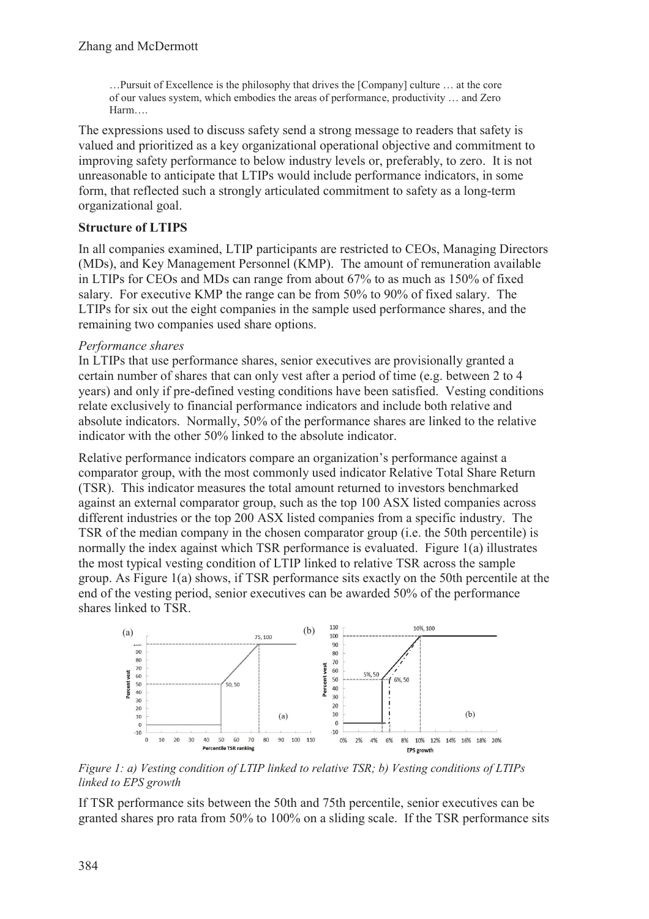…Pursuit of Excellence is the philosophy that drives the [Company] culture … at the core of our values system, which embodies the areas of performance, productivity … and Zero Harm….

The expressions used to discuss safety send a strong message to readers that safety is valued and prioritized as a key organizational operational objective and commitment to improving safety performance to below industry levels or, preferably, to zero. It is not unreasonable to anticipate that LTIPs would include performance indicators, in some form, that reflected such a strongly articulated commitment to safety as a long-term organizational goal.

**Structure of LTIPS**

In all companies examined, LTIP participants are restricted to CEOs, Managing Directors (MDs), and Key Management Personnel (KMP). The amount of remuneration available in LTIPs for CEOs and MDs can range from about 67% to as much as 150% of fixed salary. For executive KMP the range can be from 50% to 90% of fixed salary. The LTIPs for six out the eight companies in the sample used performance shares, and the remaining two companies used share options.

*Performance shares*

In LTIPs that use performance shares, senior executives are provisionally granted a certain number of shares that can only vest after a period of time (e.g. between 2 to 4 years) and only if pre-defined vesting conditions have been satisfied. Vesting conditions relate exclusively to financial performance indicators and include both relative and absolute indicators. Normally, 50% of the performance shares are linked to the relative indicator with the other 50% linked to the absolute indicator.

Relative performance indicators compare an organization's performance against a comparator group, with the most commonly used indicator Relative Total Share Return (TSR). This indicator measures the total amount returned to investors benchmarked against an external comparator group, such as the top 100 ASX listed companies across different industries or the top 200 ASX listed companies from a specific industry. The TSR of the median company in the chosen comparator group (i.e. the 50th percentile) is normally the index against which TSR performance is evaluated. Figure 1(a) illustrates the most typical vesting condition of LTIP linked to relative TSR across the sample group. As Figure 1(a) shows, if TSR performance sits exactly on the 50th percentile at the end of the vesting period, senior executives can be awarded 50% of the performance shares linked to TSR.

*Figure 1: a) Vesting condition of LTIP linked to relative TSR; b) Vesting conditions of LTIPs linked to EPS growth*

If TSR performance sits between the 50th and 75th percentile, senior executives can be granted shares pro rata from 50% to 100% on a sliding scale. If the TSR performance sits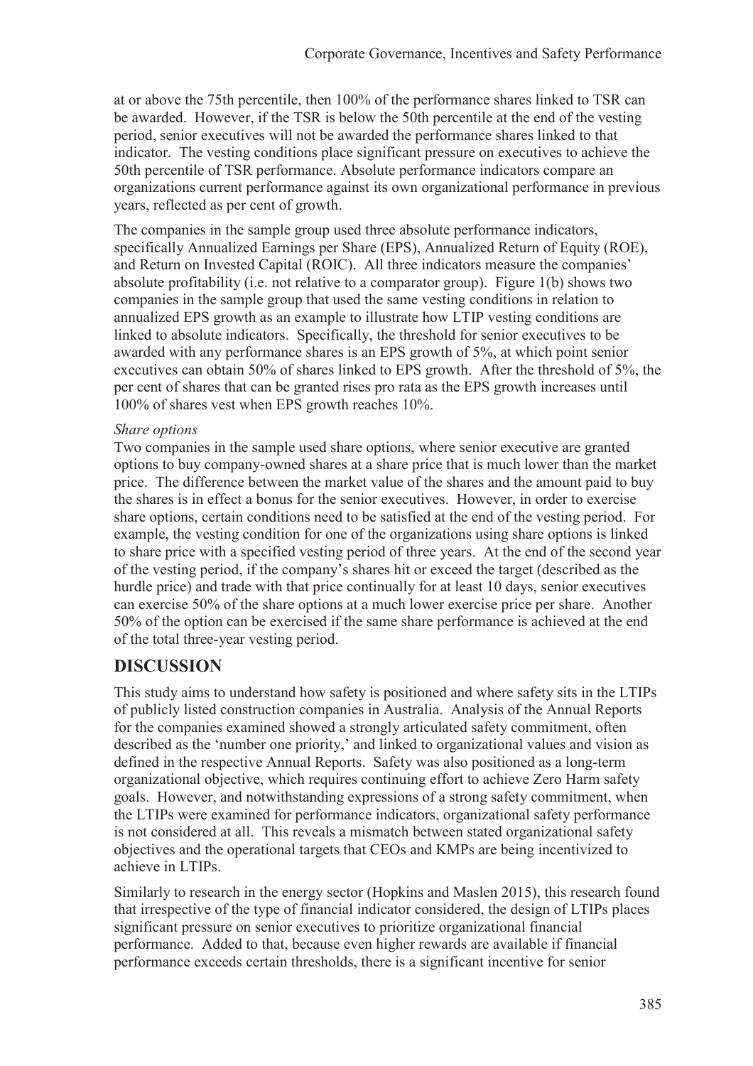at or above the 75th percentile, then 100% of the performance shares linked to TSR can be awarded. However, if the TSR is below the 50th percentile at the end of the vesting period, senior executives will not be awarded the performance shares linked to that indicator. The vesting conditions place significant pressure on executives to achieve the 50th percentile of TSR performance. Absolute performance indicators compare an organizations current performance against its own organizational performance in previous years, reflected as per cent of growth.

The companies in the sample group used three absolute performance indicators, specifically Annualized Earnings per Share (EPS), Annualized Return of Equity (ROE), and Return on Invested Capital (ROIC). All three indicators measure the companies' absolute profitability (i.e. not relative to a comparator group). Figure 1(b) shows two companies in the sample group that used the same vesting conditions in relation to annualized EPS growth as an example to illustrate how LTIP vesting conditions are linked to absolute indicators. Specifically, the threshold for senior executives to be awarded with any performance shares is an EPS growth of 5%, at which point senior executives can obtain 50% of shares linked to EPS growth. After the threshold of 5%, the per cent of shares that can be granted rises pro rata as the EPS growth increases until 100% of shares vest when EPS growth reaches 10%.

*Share options*

Two companies in the sample used share options, where senior executive are granted options to buy company-owned shares at a share price that is much lower than the market price. The difference between the market value of the shares and the amount paid to buy the shares is in effect a bonus for the senior executives. However, in order to exercise share options, certain conditions need to be satisfied at the end of the vesting period. For example, the vesting condition for one of the organizations using share options is linked to share price with a specified vesting period of three years. At the end of the second year of the vesting period, if the company's shares hit or exceed the target (described as the hurdle price) and trade with that price continually for at least 10 days, senior executives can exercise 50% of the share options at a much lower exercise price per share. Another 50% of the option can be exercised if the same share performance is achieved at the end of the total three-year vesting period.

## DISCUSSION

This study aims to understand how safety is positioned and where safety sits in the LTIPs of publicly listed construction companies in Australia. Analysis of the Annual Reports for the companies examined showed a strongly articulated safety commitment, often described as the 'number one priority,' and linked to organizational values and vision as defined in the respective Annual Reports. Safety was also positioned as a long-term organizational objective, which requires continuing effort to achieve Zero Harm safety goals. However, and notwithstanding expressions of a strong safety commitment, when the LTIPs were examined for performance indicators, organizational safety performance is not considered at all. This reveals a mismatch between stated organizational safety objectives and the operational targets that CEOs and KMPs are being incentivized to achieve in LTIPs.

Similarly to research in the energy sector (Hopkins and Maslen 2015), this research found that irrespective of the type of financial indicator considered, the design of LTIPs places significant pressure on senior executives to prioritize organizational financial performance. Added to that, because even higher rewards are available if financial performance exceeds certain thresholds, there is a significant incentive for senior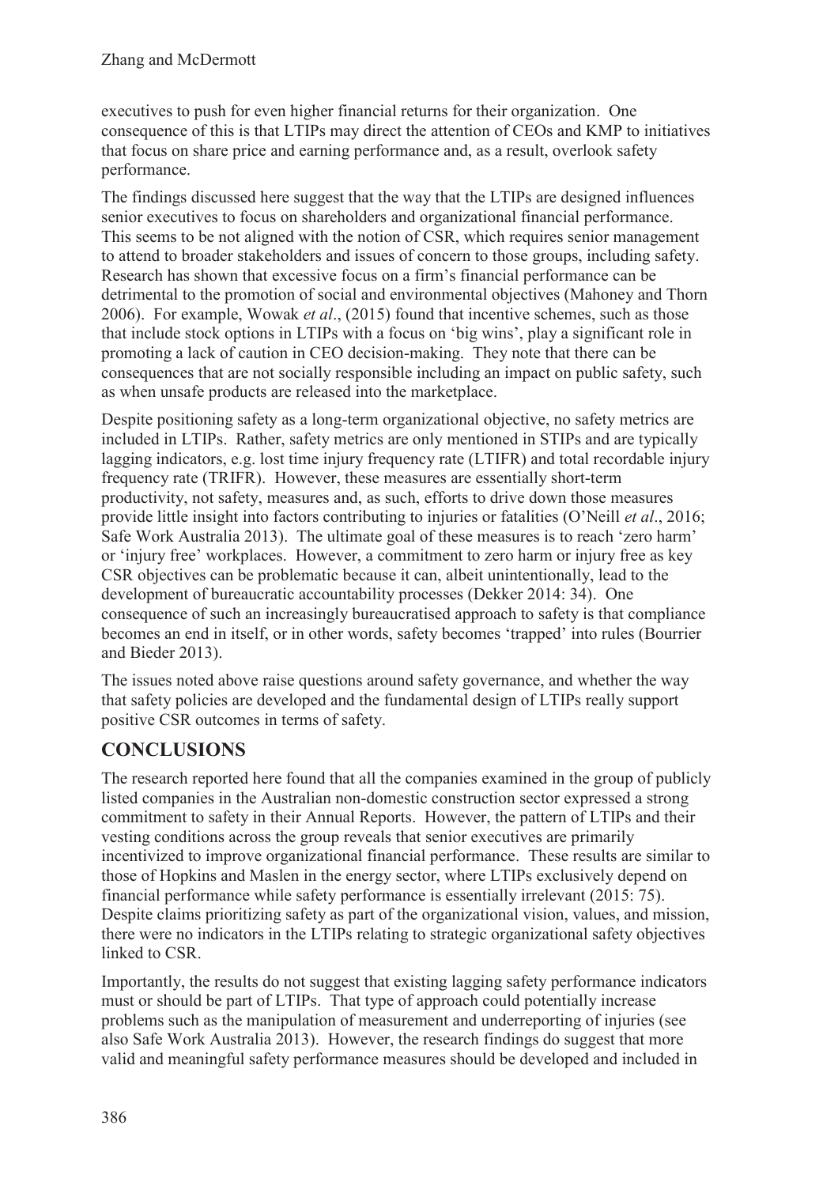executives to push for even higher financial returns for their organization. One consequence of this is that LTIPs may direct the attention of CEOs and KMP to initiatives that focus on share price and earning performance and, as a result, overlook safety performance.

The findings discussed here suggest that the way that the LTIPs are designed influences senior executives to focus on shareholders and organizational financial performance. This seems to be not aligned with the notion of CSR, which requires senior management to attend to broader stakeholders and issues of concern to those groups, including safety. Research has shown that excessive focus on a firm's financial performance can be detrimental to the promotion of social and environmental objectives (Mahoney and Thorn 2006). For example, Wowak *et al*., (2015) found that incentive schemes, such as those that include stock options in LTIPs with a focus on 'big wins', play a significant role in promoting a lack of caution in CEO decision-making. They note that there can be consequences that are not socially responsible including an impact on public safety, such as when unsafe products are released into the marketplace.

Despite positioning safety as a long-term organizational objective, no safety metrics are included in LTIPs. Rather, safety metrics are only mentioned in STIPs and are typically lagging indicators, e.g. lost time injury frequency rate (LTIFR) and total recordable injury frequency rate (TRIFR). However, these measures are essentially short-term productivity, not safety, measures and, as such, efforts to drive down those measures provide little insight into factors contributing to injuries or fatalities (O'Neill *et al*., 2016; Safe Work Australia 2013). The ultimate goal of these measures is to reach 'zero harm' or 'injury free' workplaces. However, a commitment to zero harm or injury free as key CSR objectives can be problematic because it can, albeit unintentionally, lead to the development of bureaucratic accountability processes (Dekker 2014: 34). One consequence of such an increasingly bureaucratised approach to safety is that compliance becomes an end in itself, or in other words, safety becomes 'trapped' into rules (Bourrier and Bieder 2013).

The issues noted above raise questions around safety governance, and whether the way that safety policies are developed and the fundamental design of LTIPs really support positive CSR outcomes in terms of safety.

## CONCLUSIONS

The research reported here found that all the companies examined in the group of publicly listed companies in the Australian non-domestic construction sector expressed a strong commitment to safety in their Annual Reports. However, the pattern of LTIPs and their vesting conditions across the group reveals that senior executives are primarily incentivized to improve organizational financial performance. These results are similar to those of Hopkins and Maslen in the energy sector, where LTIPs exclusively depend on financial performance while safety performance is essentially irrelevant (2015: 75). Despite claims prioritizing safety as part of the organizational vision, values, and mission, there were no indicators in the LTIPs relating to strategic organizational safety objectives linked to CSR.

Importantly, the results do not suggest that existing lagging safety performance indicators must or should be part of LTIPs. That type of approach could potentially increase problems such as the manipulation of measurement and underreporting of injuries (see also Safe Work Australia 2013). However, the research findings do suggest that more valid and meaningful safety performance measures should be developed and included in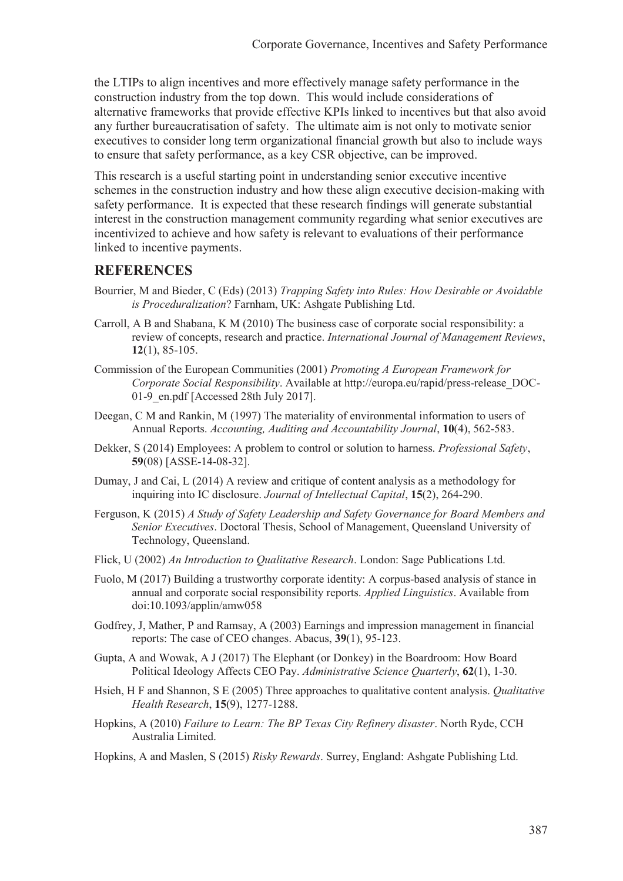the LTIPs to align incentives and more effectively manage safety performance in the construction industry from the top down. This would include considerations of alternative frameworks that provide effective KPIs linked to incentives but that also avoid any further bureaucratisation of safety. The ultimate aim is not only to motivate senior executives to consider long term organizational financial growth but also to include ways to ensure that safety performance, as a key CSR objective, can be improved.

This research is a useful starting point in understanding senior executive incentive schemes in the construction industry and how these align executive decision-making with safety performance. It is expected that these research findings will generate substantial interest in the construction management community regarding what senior executives are incentivized to achieve and how safety is relevant to evaluations of their performance linked to incentive payments.

## REFERENCES

Bourrier, M and Bieder, C (Eds) (2013) *Trapping Safety into Rules: How Desirable or Avoidable is Proceduralization*? Farnham, UK: Ashgate Publishing Ltd.

Carroll, A B and Shabana, K M (2010) The business case of corporate social responsibility: a review of concepts, research and practice. *International Journal of Management Reviews*, **12**(1), 85-105.

Commission of the European Communities (2001) *Promoting A European Framework for Corporate Social Responsibility*. Available at http://europa.eu/rapid/press-release_DOC-01-9_en.pdf [Accessed 28th July 2017].

Deegan, C M and Rankin, M (1997) The materiality of environmental information to users of Annual Reports. *Accounting, Auditing and Accountability Journal*, **10**(4), 562-583.

Dekker, S (2014) Employees: A problem to control or solution to harness. *Professional Safety*, **59**(08) [ASSE-14-08-32].

Dumay, J and Cai, L (2014) A review and critique of content analysis as a methodology for inquiring into IC disclosure. *Journal of Intellectual Capital*, **15**(2), 264-290.

Ferguson, K (2015) *A Study of Safety Leadership and Safety Governance for Board Members and Senior Executives*. Doctoral Thesis, School of Management, Queensland University of Technology, Queensland.

Flick, U (2002) *An Introduction to Qualitative Research*. London: Sage Publications Ltd.

Fuolo, M (2017) Building a trustworthy corporate identity: A corpus-based analysis of stance in annual and corporate social responsibility reports. *Applied Linguistics*. Available from doi:10.1093/applin/amw058

Godfrey, J, Mather, P and Ramsay, A (2003) Earnings and impression management in financial reports: The case of CEO changes. Abacus, **39**(1), 95-123.

Gupta, A and Wowak, A J (2017) The Elephant (or Donkey) in the Boardroom: How Board Political Ideology Affects CEO Pay. *Administrative Science Quarterly*, **62**(1), 1-30.

Hsieh, H F and Shannon, S E (2005) Three approaches to qualitative content analysis. *Qualitative Health Research*, **15**(9), 1277-1288.

Hopkins, A (2010) *Failure to Learn: The BP Texas City Refinery disaster*. North Ryde, CCH Australia Limited.

Hopkins, A and Maslen, S (2015) *Risky Rewards*. Surrey, England: Ashgate Publishing Ltd.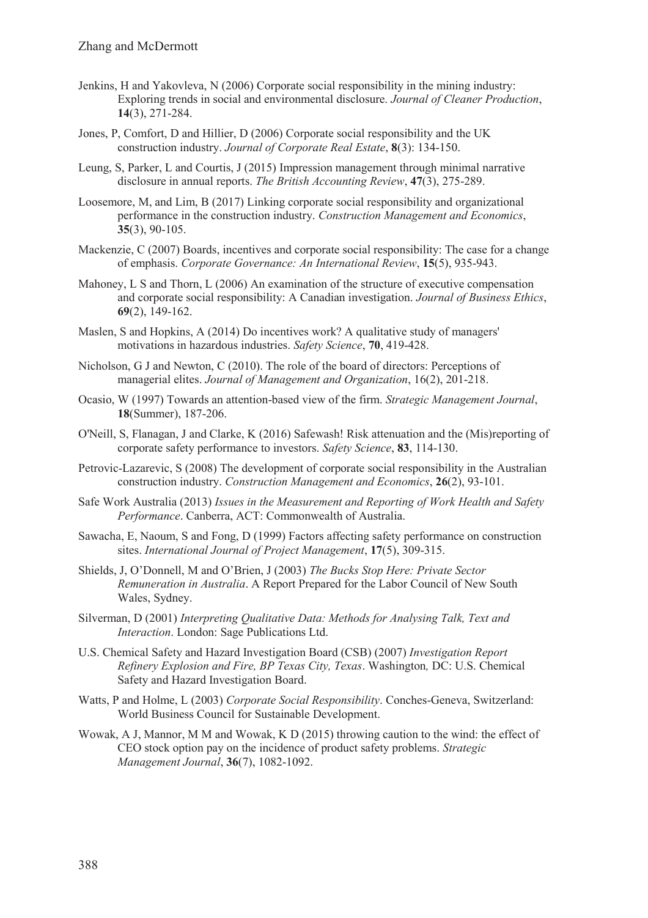Jenkins, H and Yakovleva, N (2006) Corporate social responsibility in the mining industry: Exploring trends in social and environmental disclosure. *Journal of Cleaner Production*, **14**(3), 271-284.

Jones, P, Comfort, D and Hillier, D (2006) Corporate social responsibility and the UK construction industry. *Journal of Corporate Real Estate*, **8**(3): 134-150.

Leung, S, Parker, L and Courtis, J (2015) Impression management through minimal narrative disclosure in annual reports. *The British Accounting Review*, **47**(3), 275-289.

Loosemore, M, and Lim, B (2017) Linking corporate social responsibility and organizational performance in the construction industry. *Construction Management and Economics*, **35**(3), 90-105.

Mackenzie, C (2007) Boards, incentives and corporate social responsibility: The case for a change of emphasis. *Corporate Governance: An International Review*, **15**(5), 935-943.

Mahoney, L S and Thorn, L (2006) An examination of the structure of executive compensation and corporate social responsibility: A Canadian investigation. *Journal of Business Ethics*, **69**(2), 149-162.

Maslen, S and Hopkins, A (2014) Do incentives work? A qualitative study of managers' motivations in hazardous industries. *Safety Science*, **70**, 419-428.

Nicholson, G J and Newton, C (2010). The role of the board of directors: Perceptions of managerial elites. *Journal of Management and Organization*, 16(2), 201-218.

Ocasio, W (1997) Towards an attention-based view of the firm. *Strategic Management Journal*, **18**(Summer), 187-206.

O'Neill, S, Flanagan, J and Clarke, K (2016) Safewash! Risk attenuation and the (Mis)reporting of corporate safety performance to investors. *Safety Science*, **83**, 114-130.

Petrovic-Lazarevic, S (2008) The development of corporate social responsibility in the Australian construction industry. *Construction Management and Economics*, **26**(2), 93-101.

Safe Work Australia (2013) *Issues in the Measurement and Reporting of Work Health and Safety Performance*. Canberra, ACT: Commonwealth of Australia.

Sawacha, E, Naoum, S and Fong, D (1999) Factors affecting safety performance on construction sites. *International Journal of Project Management*, **17**(5), 309-315.

Shields, J, O'Donnell, M and O'Brien, J (2003) *The Bucks Stop Here: Private Sector Remuneration in Australia*. A Report Prepared for the Labor Council of New South Wales, Sydney.

Silverman, D (2001) *Interpreting Qualitative Data: Methods for Analysing Talk, Text and Interaction*. London: Sage Publications Ltd.

U.S. Chemical Safety and Hazard Investigation Board (CSB) (2007) *Investigation Report Refinery Explosion and Fire, BP Texas City, Texas*. Washington, DC: U.S. Chemical Safety and Hazard Investigation Board.

Watts, P and Holme, L (2003) *Corporate Social Responsibility*. Conches-Geneva, Switzerland: World Business Council for Sustainable Development.

Wowak, A J, Mannor, M M and Wowak, K D (2015) throwing caution to the wind: the effect of CEO stock option pay on the incidence of product safety problems. *Strategic Management Journal*, **36**(7), 1082-1092.